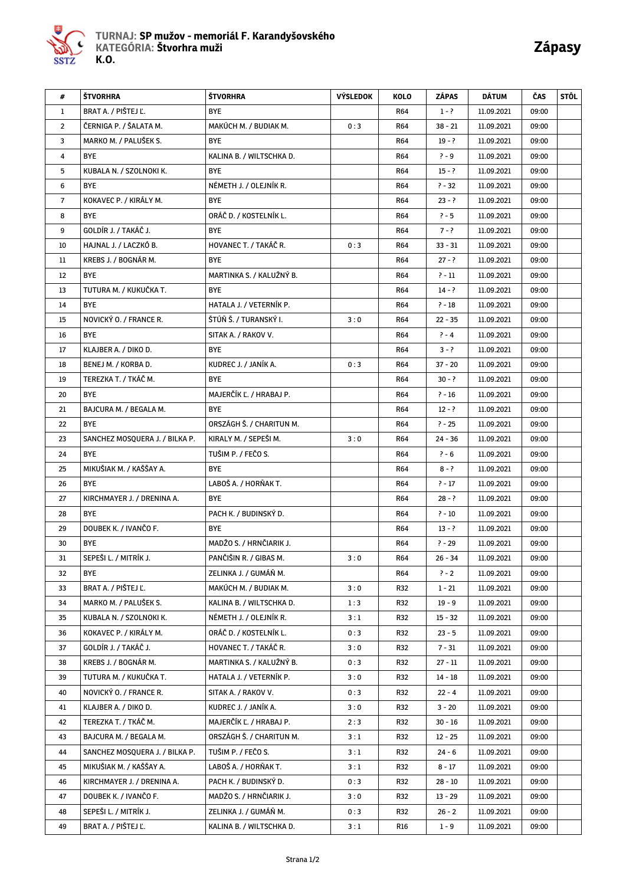**TURNAJ: SP mužov - memoriál F. Karandyšovského**
**KATEGÓRIA: Štvorhra muži**
**K.O.**

# Zápasy

| # | ŠTVORHRA | ŠTVORHRA | VÝSLEDOK | KOLO | ZÁPAS | DÁTUM | ČAS | STÔL |
|---|---|---|---|---|---|---|---|---|
| 1 | BRAT A. / PIŠTEJ Ľ. | BYE | | R64 | 1 - ? | 11.09.2021 | 09:00 | |
| 2 | ČERNIGA P. / ŠALATA M. | MAKÚCH M. / BUDIAK M. | 0 : 3 | R64 | 38 - 21 | 11.09.2021 | 09:00 | |
| 3 | MARKO M. / PALUŠEK S. | BYE | | R64 | 19 - ? | 11.09.2021 | 09:00 | |
| 4 | BYE | KALINA B. / WILTSCHKA D. | | R64 | ? - 9 | 11.09.2021 | 09:00 | |
| 5 | KUBALA N. / SZOLNOKI K. | BYE | | R64 | 15 - ? | 11.09.2021 | 09:00 | |
| 6 | BYE | NÉMETH J. / OLEJNÍK R. | | R64 | ? - 32 | 11.09.2021 | 09:00 | |
| 7 | KOKAVEC P. / KIRÁLY M. | BYE | | R64 | 23 - ? | 11.09.2021 | 09:00 | |
| 8 | BYE | ORÁČ D. / KOSTELNÍK L. | | R64 | ? - 5 | 11.09.2021 | 09:00 | |
| 9 | GOLDÍR J. / TAKÁČ J. | BYE | | R64 | 7 - ? | 11.09.2021 | 09:00 | |
| 10 | HAJNAL J. / LACZKÓ B. | HOVANEC T. / TAKÁČ R. | 0 : 3 | R64 | 33 - 31 | 11.09.2021 | 09:00 | |
| 11 | KREBS J. / BOGNÁR M. | BYE | | R64 | 27 - ? | 11.09.2021 | 09:00 | |
| 12 | BYE | MARTINKA S. / KALUŽNÝ B. | | R64 | ? - 11 | 11.09.2021 | 09:00 | |
| 13 | TUTURA M. / KUKUČKA T. | BYE | | R64 | 14 - ? | 11.09.2021 | 09:00 | |
| 14 | BYE | HATALA J. / VETERNÍK P. | | R64 | ? - 18 | 11.09.2021 | 09:00 | |
| 15 | NOVICKÝ O. / FRANCE R. | ŠTÚŇ Š. / TURANSKÝ I. | 3 : 0 | R64 | 22 - 35 | 11.09.2021 | 09:00 | |
| 16 | BYE | SITAK A. / RAKOV V. | | R64 | ? - 4 | 11.09.2021 | 09:00 | |
| 17 | KLAJBER A. / DIKO D. | BYE | | R64 | 3 - ? | 11.09.2021 | 09:00 | |
| 18 | BENEJ M. / KORBA D. | KUDREC J. / JANÍK A. | 0 : 3 | R64 | 37 - 20 | 11.09.2021 | 09:00 | |
| 19 | TEREZKA T. / TKÁČ M. | BYE | | R64 | 30 - ? | 11.09.2021 | 09:00 | |
| 20 | BYE | MAJERČÍK Ľ. / HRABAJ P. | | R64 | ? - 16 | 11.09.2021 | 09:00 | |
| 21 | BAJCURA M. / BEGALA M. | BYE | | R64 | 12 - ? | 11.09.2021 | 09:00 | |
| 22 | BYE | ORSZÁGH Š. / CHARITUN M. | | R64 | ? - 25 | 11.09.2021 | 09:00 | |
| 23 | SANCHEZ MOSQUERA J. / BILKA P. | KIRALY M. / SEPEŠI M. | 3 : 0 | R64 | 24 - 36 | 11.09.2021 | 09:00 | |
| 24 | BYE | TUŠIM P. / FEČO S. | | R64 | ? - 6 | 11.09.2021 | 09:00 | |
| 25 | MIKUŠIAK M. / KAŠŠAY A. | BYE | | R64 | 8 - ? | 11.09.2021 | 09:00 | |
| 26 | BYE | LABOŠ A. / HORŇAK T. | | R64 | ? - 17 | 11.09.2021 | 09:00 | |
| 27 | KIRCHMAYER J. / DRENINA A. | BYE | | R64 | 28 - ? | 11.09.2021 | 09:00 | |
| 28 | BYE | PACH K. / BUDINSKÝ D. | | R64 | ? - 10 | 11.09.2021 | 09:00 | |
| 29 | DOUBEK K. / IVANČO F. | BYE | | R64 | 13 - ? | 11.09.2021 | 09:00 | |
| 30 | BYE | MADŽO S. / HRNČIARIK J. | | R64 | ? - 29 | 11.09.2021 | 09:00 | |
| 31 | SEPEŠI L. / MITRÍK J. | PANČIŠIN R. / GIBAS M. | 3 : 0 | R64 | 26 - 34 | 11.09.2021 | 09:00 | |
| 32 | BYE | ZELINKA J. / GUMÁŇ M. | | R64 | ? - 2 | 11.09.2021 | 09:00 | |
| 33 | BRAT A. / PIŠTEJ Ľ. | MAKÚCH M. / BUDIAK M. | 3 : 0 | R32 | 1 - 21 | 11.09.2021 | 09:00 | |
| 34 | MARKO M. / PALUŠEK S. | KALINA B. / WILTSCHKA D. | 1 : 3 | R32 | 19 - 9 | 11.09.2021 | 09:00 | |
| 35 | KUBALA N. / SZOLNOKI K. | NÉMETH J. / OLEJNÍK R. | 3 : 1 | R32 | 15 - 32 | 11.09.2021 | 09:00 | |
| 36 | KOKAVEC P. / KIRÁLY M. | ORÁČ D. / KOSTELNÍK L. | 0 : 3 | R32 | 23 - 5 | 11.09.2021 | 09:00 | |
| 37 | GOLDÍR J. / TAKÁČ J. | HOVANEC T. / TAKÁČ R. | 3 : 0 | R32 | 7 - 31 | 11.09.2021 | 09:00 | |
| 38 | KREBS J. / BOGNÁR M. | MARTINKA S. / KALUŽNÝ B. | 0 : 3 | R32 | 27 - 11 | 11.09.2021 | 09:00 | |
| 39 | TUTURA M. / KUKUČKA T. | HATALA J. / VETERNÍK P. | 3 : 0 | R32 | 14 - 18 | 11.09.2021 | 09:00 | |
| 40 | NOVICKÝ O. / FRANCE R. | SITAK A. / RAKOV V. | 0 : 3 | R32 | 22 - 4 | 11.09.2021 | 09:00 | |
| 41 | KLAJBER A. / DIKO D. | KUDREC J. / JANÍK A. | 3 : 0 | R32 | 3 - 20 | 11.09.2021 | 09:00 | |
| 42 | TEREZKA T. / TKÁČ M. | MAJERČÍK Ľ. / HRABAJ P. | 2 : 3 | R32 | 30 - 16 | 11.09.2021 | 09:00 | |
| 43 | BAJCURA M. / BEGALA M. | ORSZÁGH Š. / CHARITUN M. | 3 : 1 | R32 | 12 - 25 | 11.09.2021 | 09:00 | |
| 44 | SANCHEZ MOSQUERA J. / BILKA P. | TUŠIM P. / FEČO S. | 3 : 1 | R32 | 24 - 6 | 11.09.2021 | 09:00 | |
| 45 | MIKUŠIAK M. / KAŠŠAY A. | LABOŠ A. / HORŇAK T. | 3 : 1 | R32 | 8 - 17 | 11.09.2021 | 09:00 | |
| 46 | KIRCHMAYER J. / DRENINA A. | PACH K. / BUDINSKÝ D. | 0 : 3 | R32 | 28 - 10 | 11.09.2021 | 09:00 | |
| 47 | DOUBEK K. / IVANČO F. | MADŽO S. / HRNČIARIK J. | 3 : 0 | R32 | 13 - 29 | 11.09.2021 | 09:00 | |
| 48 | SEPEŠI L. / MITRÍK J. | ZELINKA J. / GUMÁŇ M. | 0 : 3 | R32 | 26 - 2 | 11.09.2021 | 09:00 | |
| 49 | BRAT A. / PIŠTEJ Ľ. | KALINA B. / WILTSCHKA D. | 3 : 1 | R16 | 1 - 9 | 11.09.2021 | 09:00 | |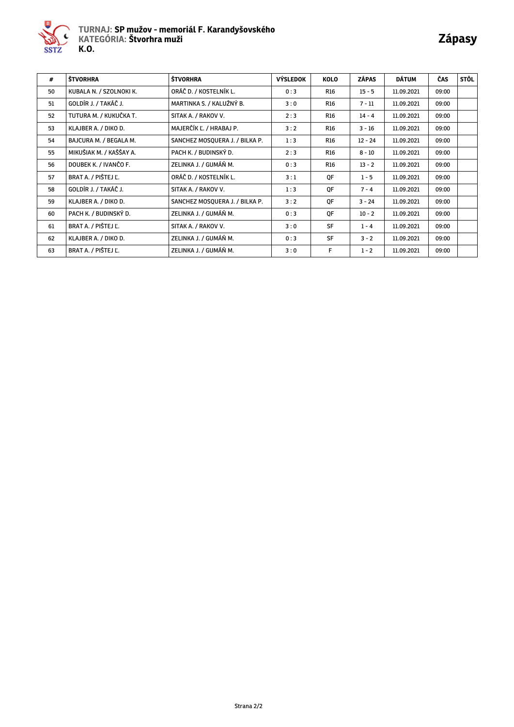**TURNAJ: SP mužov - memoriál F. Karandyšovského**
**KATEGÓRIA: Štvorhra muži**
**K.O.**

# Zápasy

| # | ŠTVORHRA | ŠTVORHRA | VÝSLEDOK | KOLO | ZÁPAS | DÁTUM | ČAS | STÔL |
|---|---|---|---|---|---|---|---|---|
| 50 | KUBALA N. / SZOLNOKI K. | ORÁČ D. / KOSTELNÍK L. | 0 : 3 | R16 | 15 - 5 | 11.09.2021 | 09:00 | |
| 51 | GOLDÍR J. / TAKÁČ J. | MARTINKA S. / KALUŽNÝ B. | 3 : 0 | R16 | 7 - 11 | 11.09.2021 | 09:00 | |
| 52 | TUTURA M. / KUKUČKA T. | SITAK A. / RAKOV V. | 2 : 3 | R16 | 14 - 4 | 11.09.2021 | 09:00 | |
| 53 | KLAJBER A. / DIKO D. | MAJERČÍK Ľ. / HRABAJ P. | 3 : 2 | R16 | 3 - 16 | 11.09.2021 | 09:00 | |
| 54 | BAJCURA M. / BEGALA M. | SANCHEZ MOSQUERA J. / BILKA P. | 1 : 3 | R16 | 12 - 24 | 11.09.2021 | 09:00 | |
| 55 | MIKUŠIAK M. / KAŠŠAY A. | PACH K. / BUDINSKÝ D. | 2 : 3 | R16 | 8 - 10 | 11.09.2021 | 09:00 | |
| 56 | DOUBEK K. / IVANČO F. | ZELINKA J. / GUMÁŇ M. | 0 : 3 | R16 | 13 - 2 | 11.09.2021 | 09:00 | |
| 57 | BRAT A. / PIŠTEJ Ľ. | ORÁČ D. / KOSTELNÍK L. | 3 : 1 | QF | 1 - 5 | 11.09.2021 | 09:00 | |
| 58 | GOLDÍR J. / TAKÁČ J. | SITAK A. / RAKOV V. | 1 : 3 | QF | 7 - 4 | 11.09.2021 | 09:00 | |
| 59 | KLAJBER A. / DIKO D. | SANCHEZ MOSQUERA J. / BILKA P. | 3 : 2 | QF | 3 - 24 | 11.09.2021 | 09:00 | |
| 60 | PACH K. / BUDINSKÝ D. | ZELINKA J. / GUMÁŇ M. | 0 : 3 | QF | 10 - 2 | 11.09.2021 | 09:00 | |
| 61 | BRAT A. / PIŠTEJ Ľ. | SITAK A. / RAKOV V. | 3 : 0 | SF | 1 - 4 | 11.09.2021 | 09:00 | |
| 62 | KLAJBER A. / DIKO D. | ZELINKA J. / GUMÁŇ M. | 0 : 3 | SF | 3 - 2 | 11.09.2021 | 09:00 | |
| 63 | BRAT A. / PIŠTEJ Ľ. | ZELINKA J. / GUMÁŇ M. | 3 : 0 | F | 1 - 2 | 11.09.2021 | 09:00 | |